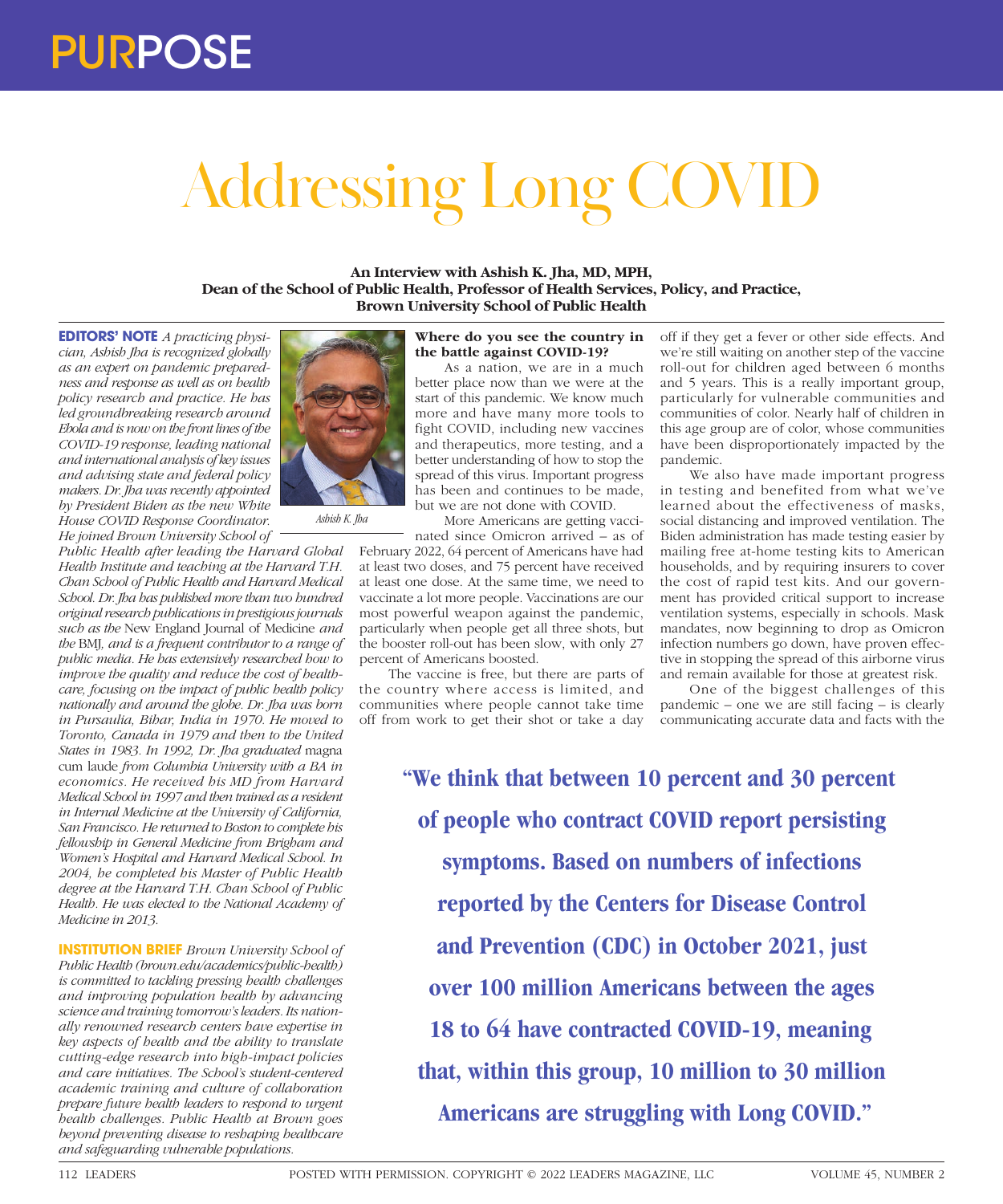# Addressing Long COVID

**An Interview with Ashish K. Jha, MD, MPH,
Dean of the School of Public Health, Professor of Health Services, Policy, and Practice,
Brown University School of Public Health**

**EDITORS' NOTE** *A practicing physician, Ashish Jha is recognized globally as an expert on pandemic preparedness and response as well as on health policy research and practice. He has led groundbreaking research around Ebola and is now on the front lines of the COVID-19 response, leading national and international analysis of key issues and advising state and federal policy makers. Dr. Jha was recently appointed by President Biden as the new White House COVID Response Coordinator. He joined Brown University School of Public Health after leading the Harvard Global Health Institute and teaching at the Harvard T.H. Chan School of Public Health and Harvard Medical School. Dr. Jha has published more than two hundred original research publications in prestigious journals such as the* New England Journal of Medicine *and the* BMJ, *and is a frequent contributor to a range of public media. He has extensively researched how to improve the quality and reduce the cost of healthcare, focusing on the impact of public health policy nationally and around the globe. Dr. Jha was born in Pursaulia, Bihar, India in 1970. He moved to Toronto, Canada in 1979 and then to the United States in 1983. In 1992, Dr. Jha graduated* magna cum laude *from Columbia University with a BA in economics. He received his MD from Harvard Medical School in 1997 and then trained as a resident in Internal Medicine at the University of California, San Francisco. He returned to Boston to complete his fellowship in General Medicine from Brigham and Women's Hospital and Harvard Medical School. In 2004, he completed his Master of Public Health degree at the Harvard T.H. Chan School of Public Health. He was elected to the National Academy of Medicine in 2013.*

*Ashish K. Jha*

**INSTITUTION BRIEF** *Brown University School of Public Health (brown.edu/academics/public-health) is committed to tackling pressing health challenges and improving population health by advancing science and training tomorrow's leaders. Its nationally renowned research centers have expertise in key aspects of health and the ability to translate cutting-edge research into high-impact policies and care initiatives. The School's student-centered academic training and culture of collaboration prepare future health leaders to respond to urgent health challenges. Public Health at Brown goes beyond preventing disease to reshaping healthcare and safeguarding vulnerable populations.*

**Where do you see the country in the battle against COVID-19?**

As a nation, we are in a much better place now than we were at the start of this pandemic. We know much more and have many more tools to fight COVID, including new vaccines and therapeutics, more testing, and a better understanding of how to stop the spread of this virus. Important progress has been and continues to be made, but we are not done with COVID.

More Americans are getting vaccinated since Omicron arrived – as of February 2022, 64 percent of Americans have had at least two doses, and 75 percent have received at least one dose. At the same time, we need to vaccinate a lot more people. Vaccinations are our most powerful weapon against the pandemic, particularly when people get all three shots, but the booster roll-out has been slow, with only 27 percent of Americans boosted.

The vaccine is free, but there are parts of the country where access is limited, and communities where people cannot take time off from work to get their shot or take a day off if they get a fever or other side effects. And we're still waiting on another step of the vaccine roll-out for children aged between 6 months and 5 years. This is a really important group, particularly for vulnerable communities and communities of color. Nearly half of children in this age group are of color, whose communities have been disproportionately impacted by the pandemic.

We also have made important progress in testing and benefited from what we've learned about the effectiveness of masks, social distancing and improved ventilation. The Biden administration has made testing easier by mailing free at-home testing kits to American households, and by requiring insurers to cover the cost of rapid test kits. And our government has provided critical support to increase ventilation systems, especially in schools. Mask mandates, now beginning to drop as Omicron infection numbers go down, have proven effective in stopping the spread of this airborne virus and remain available for those at greatest risk.

One of the biggest challenges of this pandemic – one we are still facing – is clearly communicating accurate data and facts with the

**"We think that between 10 percent and 30 percent of people who contract COVID report persisting symptoms. Based on numbers of infections reported by the Centers for Disease Control and Prevention (CDC) in October 2021, just over 100 million Americans between the ages 18 to 64 have contracted COVID-19, meaning that, within this group, 10 million to 30 million Americans are struggling with Long COVID."**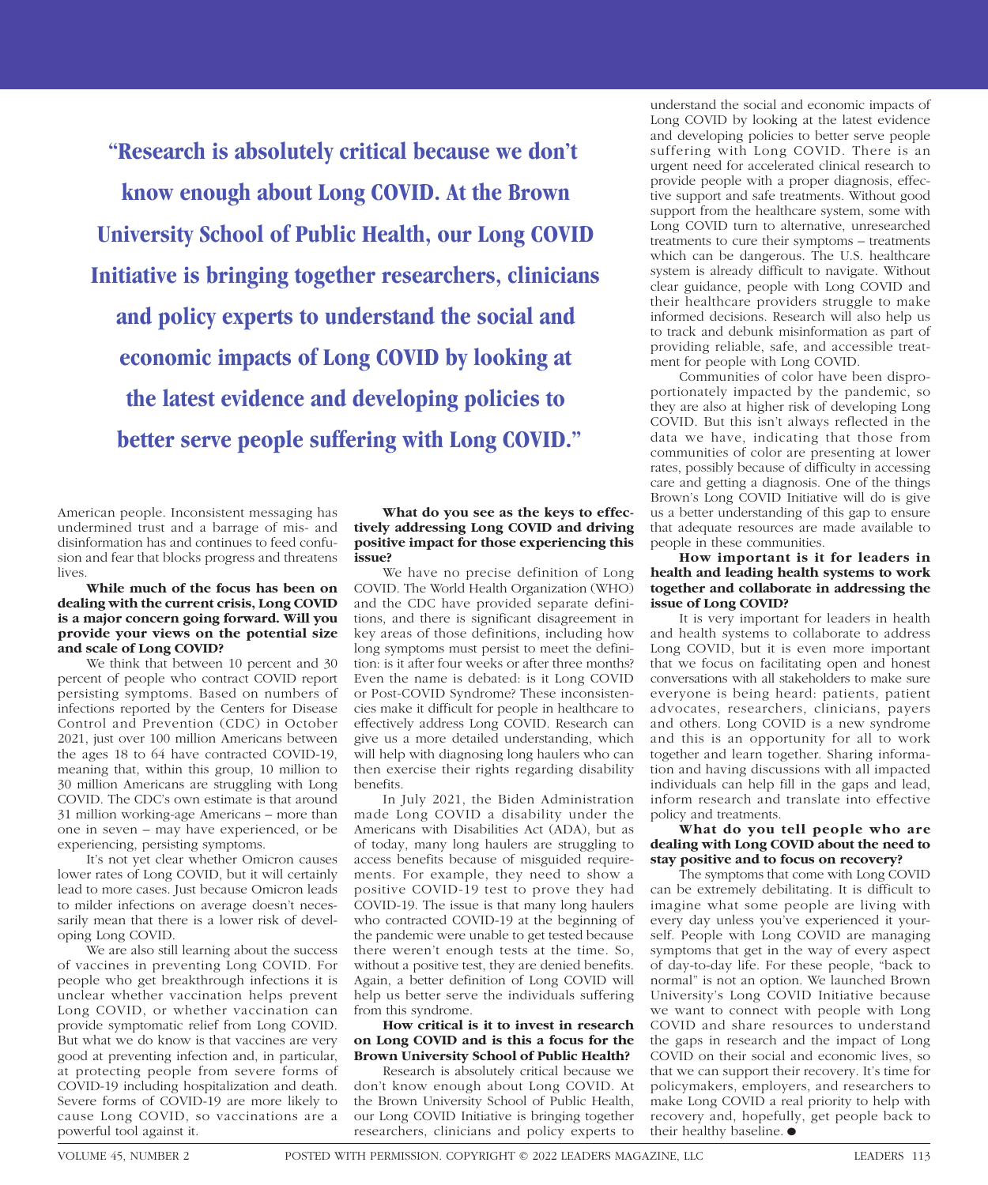> **"Research is absolutely critical because we don't know enough about Long COVID. At the Brown University School of Public Health, our Long COVID Initiative is bringing together researchers, clinicians and policy experts to understand the social and economic impacts of Long COVID by looking at the latest evidence and developing policies to better serve people suffering with Long COVID."**

American people. Inconsistent messaging has undermined trust and a barrage of mis- and disinformation has and continues to feed confusion and fear that blocks progress and threatens lives.

**While much of the focus has been on dealing with the current crisis, Long COVID is a major concern going forward. Will you provide your views on the potential size and scale of Long COVID?**

We think that between 10 percent and 30 percent of people who contract COVID report persisting symptoms. Based on numbers of infections reported by the Centers for Disease Control and Prevention (CDC) in October 2021, just over 100 million Americans between the ages 18 to 64 have contracted COVID-19, meaning that, within this group, 10 million to 30 million Americans are struggling with Long COVID. The CDC's own estimate is that around 31 million working-age Americans – more than one in seven – may have experienced, or be experiencing, persisting symptoms.

It's not yet clear whether Omicron causes lower rates of Long COVID, but it will certainly lead to more cases. Just because Omicron leads to milder infections on average doesn't necessarily mean that there is a lower risk of developing Long COVID.

We are also still learning about the success of vaccines in preventing Long COVID. For people who get breakthrough infections it is unclear whether vaccination helps prevent Long COVID, or whether vaccination can provide symptomatic relief from Long COVID. But what we do know is that vaccines are very good at preventing infection and, in particular, at protecting people from severe forms of COVID-19 including hospitalization and death. Severe forms of COVID-19 are more likely to cause Long COVID, so vaccinations are a powerful tool against it.

**What do you see as the keys to effectively addressing Long COVID and driving positive impact for those experiencing this issue?**

We have no precise definition of Long COVID. The World Health Organization (WHO) and the CDC have provided separate definitions, and there is significant disagreement in key areas of those definitions, including how long symptoms must persist to meet the definition: is it after four weeks or after three months? Even the name is debated: is it Long COVID or Post-COVID Syndrome? These inconsistencies make it difficult for people in healthcare to effectively address Long COVID. Research can give us a more detailed understanding, which will help with diagnosing long haulers who can then exercise their rights regarding disability benefits.

In July 2021, the Biden Administration made Long COVID a disability under the Americans with Disabilities Act (ADA), but as of today, many long haulers are struggling to access benefits because of misguided requirements. For example, they need to show a positive COVID-19 test to prove they had COVID-19. The issue is that many long haulers who contracted COVID-19 at the beginning of the pandemic were unable to get tested because there weren't enough tests at the time. So, without a positive test, they are denied benefits. Again, a better definition of Long COVID will help us better serve the individuals suffering from this syndrome.

**How critical is it to invest in research on Long COVID and is this a focus for the Brown University School of Public Health?**

Research is absolutely critical because we don't know enough about Long COVID. At the Brown University School of Public Health, our Long COVID Initiative is bringing together researchers, clinicians and policy experts to understand the social and economic impacts of Long COVID by looking at the latest evidence and developing policies to better serve people suffering with Long COVID. There is an urgent need for accelerated clinical research to provide people with a proper diagnosis, effective support and safe treatments. Without good support from the healthcare system, some with Long COVID turn to alternative, unresearched treatments to cure their symptoms – treatments which can be dangerous. The U.S. healthcare system is already difficult to navigate. Without clear guidance, people with Long COVID and their healthcare providers struggle to make informed decisions. Research will also help us to track and debunk misinformation as part of providing reliable, safe, and accessible treatment for people with Long COVID.

Communities of color have been disproportionately impacted by the pandemic, so they are also at higher risk of developing Long COVID. But this isn't always reflected in the data we have, indicating that those from communities of color are presenting at lower rates, possibly because of difficulty in accessing care and getting a diagnosis. One of the things Brown's Long COVID Initiative will do is give us a better understanding of this gap to ensure that adequate resources are made available to people in these communities.

**How important is it for leaders in health and leading health systems to work together and collaborate in addressing the issue of Long COVID?**

It is very important for leaders in health and health systems to collaborate to address Long COVID, but it is even more important that we focus on facilitating open and honest conversations with all stakeholders to make sure everyone is being heard: patients, patient advocates, researchers, clinicians, payers and others. Long COVID is a new syndrome and this is an opportunity for all to work together and learn together. Sharing information and having discussions with all impacted individuals can help fill in the gaps and lead, inform research and translate into effective policy and treatments.

**What do you tell people who are dealing with Long COVID about the need to stay positive and to focus on recovery?**

The symptoms that come with Long COVID can be extremely debilitating. It is difficult to imagine what some people are living with every day unless you've experienced it yourself. People with Long COVID are managing symptoms that get in the way of every aspect of day-to-day life. For these people, "back to normal" is not an option. We launched Brown University's Long COVID Initiative because we want to connect with people with Long COVID and share resources to understand the gaps in research and the impact of Long COVID on their social and economic lives, so that we can support their recovery. It's time for policymakers, employers, and researchers to make Long COVID a real priority to help with recovery and, hopefully, get people back to their healthy baseline. ●

POSTED WITH PERMISSION. COPYRIGHT © 2022 LEADERS MAGAZINE, LLC